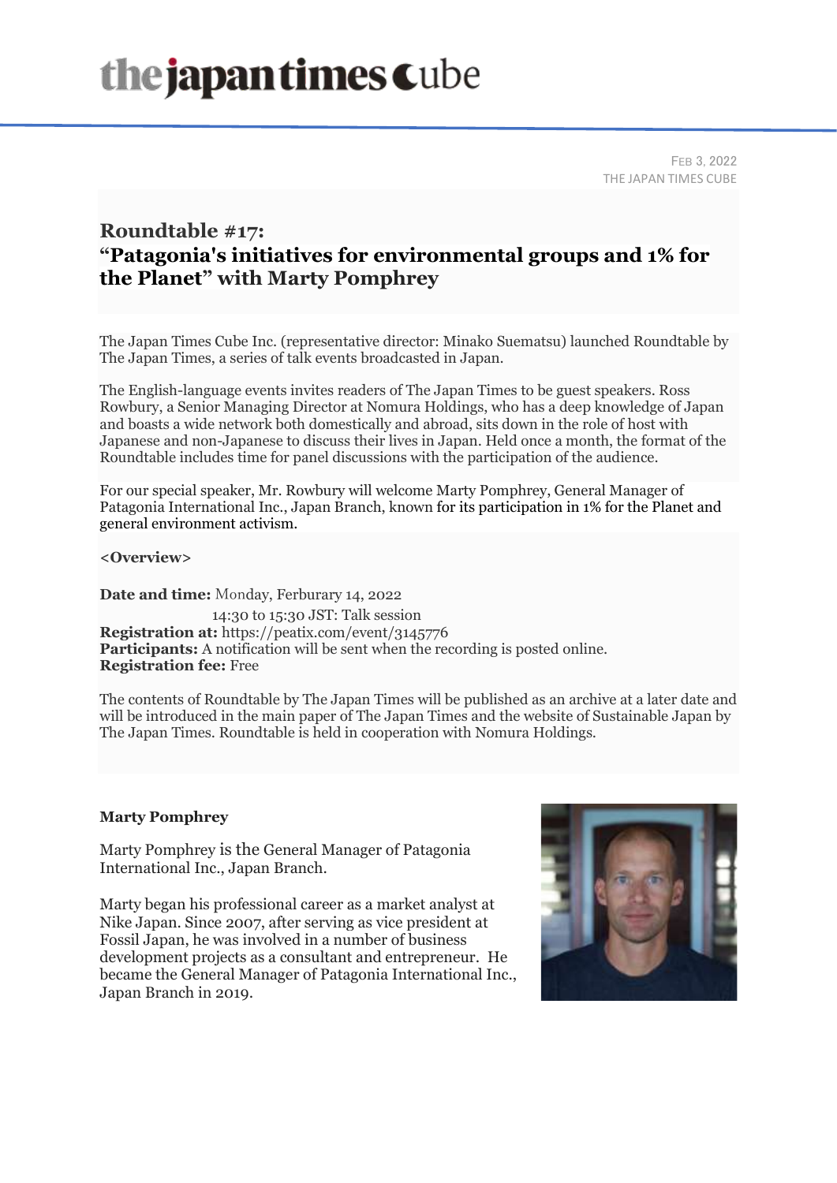FEB 3, 2022
THE JAPAN TIMES CUBE

## Roundtable #17: "Patagonia's initiatives for environmental groups and 1% for the Planet" with Marty Pomphrey

The Japan Times Cube Inc. (representative director: Minako Suematsu) launched Roundtable by The Japan Times, a series of talk events broadcasted in Japan.

The English-language events invites readers of The Japan Times to be guest speakers. Ross Rowbury, a Senior Managing Director at Nomura Holdings, who has a deep knowledge of Japan and boasts a wide network both domestically and abroad, sits down in the role of host with Japanese and non-Japanese to discuss their lives in Japan. Held once a month, the format of the Roundtable includes time for panel discussions with the participation of the audience.

For our special speaker, Mr. Rowbury will welcome Marty Pomphrey, General Manager of Patagonia International Inc., Japan Branch, known for its participation in 1% for the Planet and general environment activism.

**<Overview>**

**Date and time:** Monday, Ferburary 14, 2022
14:30 to 15:30 JST: Talk session
**Registration at:** https://peatix.com/event/3145776
**Participants:** A notification will be sent when the recording is posted online.
**Registration fee:** Free

The contents of Roundtable by The Japan Times will be published as an archive at a later date and will be introduced in the main paper of The Japan Times and the website of Sustainable Japan by The Japan Times. Roundtable is held in cooperation with Nomura Holdings.

**Marty Pomphrey**

Marty Pomphrey is the General Manager of Patagonia International Inc., Japan Branch.

Marty began his professional career as a market analyst at Nike Japan. Since 2007, after serving as vice president at Fossil Japan, he was involved in a number of business development projects as a consultant and entrepreneur. He became the General Manager of Patagonia International Inc., Japan Branch in 2019.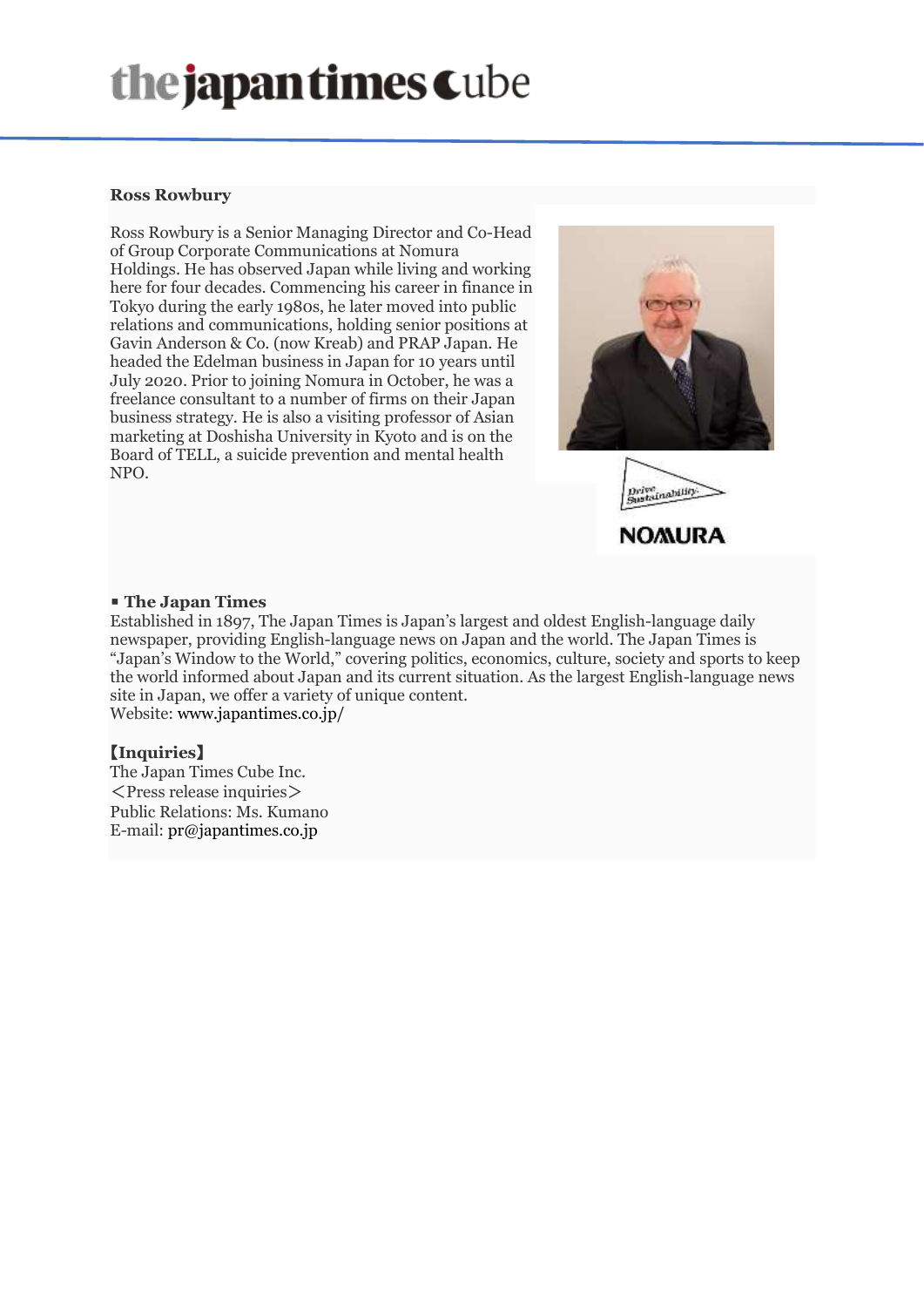**Ross Rowbury**

Ross Rowbury is a Senior Managing Director and Co-Head of Group Corporate Communications at Nomura Holdings. He has observed Japan while living and working here for four decades. Commencing his career in finance in Tokyo during the early 1980s, he later moved into public relations and communications, holding senior positions at Gavin Anderson & Co. (now Kreab) and PRAP Japan. He headed the Edelman business in Japan for 10 years until July 2020. Prior to joining Nomura in October, he was a freelance consultant to a number of firms on their Japan business strategy. He is also a visiting professor of Asian marketing at Doshisha University in Kyoto and is on the Board of TELL, a suicide prevention and mental health NPO.

Drive Sustainability

NOMURA

**■ The Japan Times**

Established in 1897, The Japan Times is Japan's largest and oldest English-language daily newspaper, providing English-language news on Japan and the world. The Japan Times is "Japan's Window to the World," covering politics, economics, culture, society and sports to keep the world informed about Japan and its current situation. As the largest English-language news site in Japan, we offer a variety of unique content.
Website: www.japantimes.co.jp/

**【Inquiries】**

The Japan Times Cube Inc.
＜Press release inquiries＞
Public Relations: Ms. Kumano
E-mail: pr@japantimes.co.jp